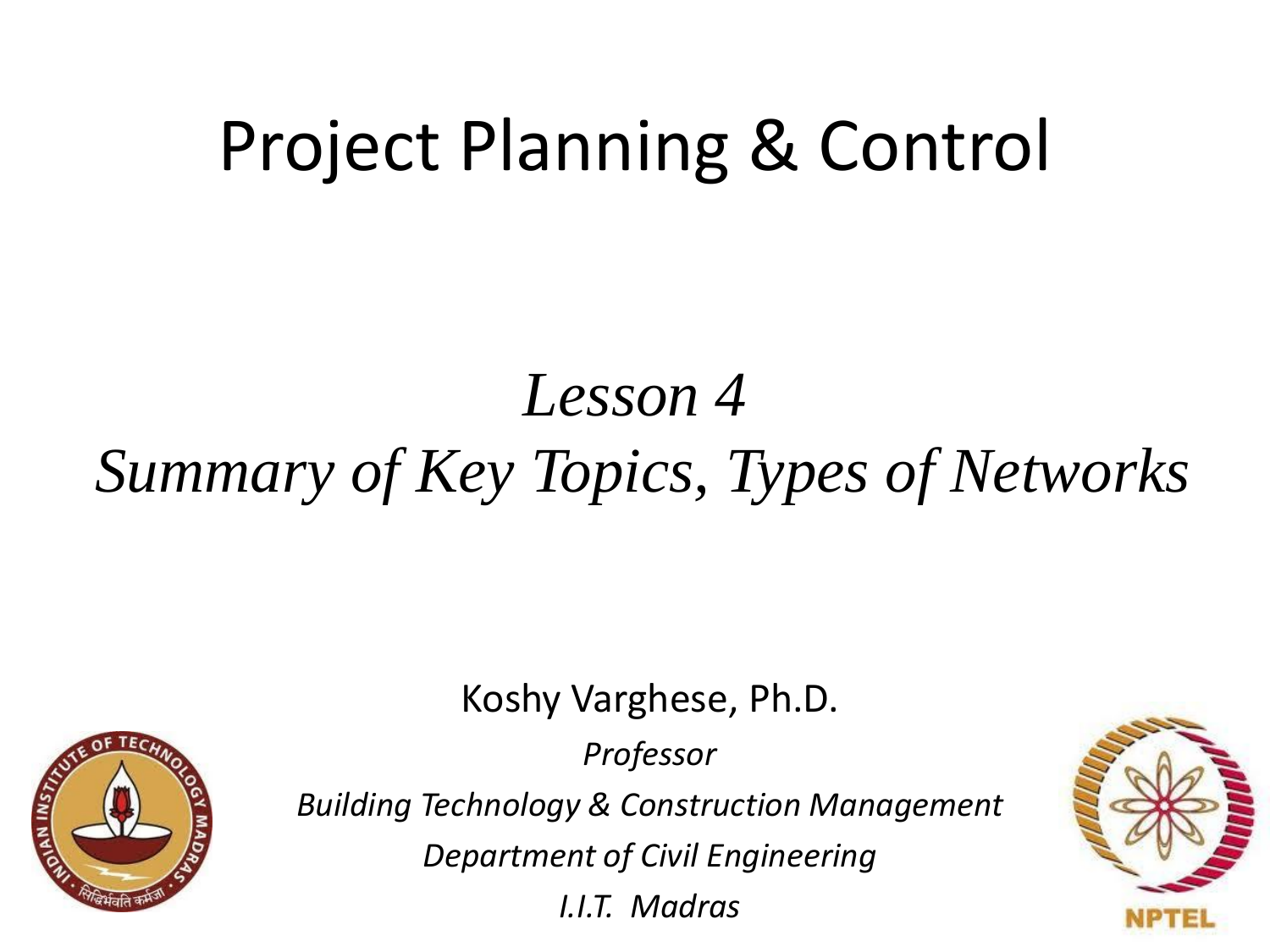# Project Planning & Control

## *Lesson 4*
## *Summary of Key Topics, Types of Networks*

Koshy Varghese, Ph.D.

*Professor*

*Building Technology & Construction Management*

*Department of Civil Engineering*

*I.I.T. Madras*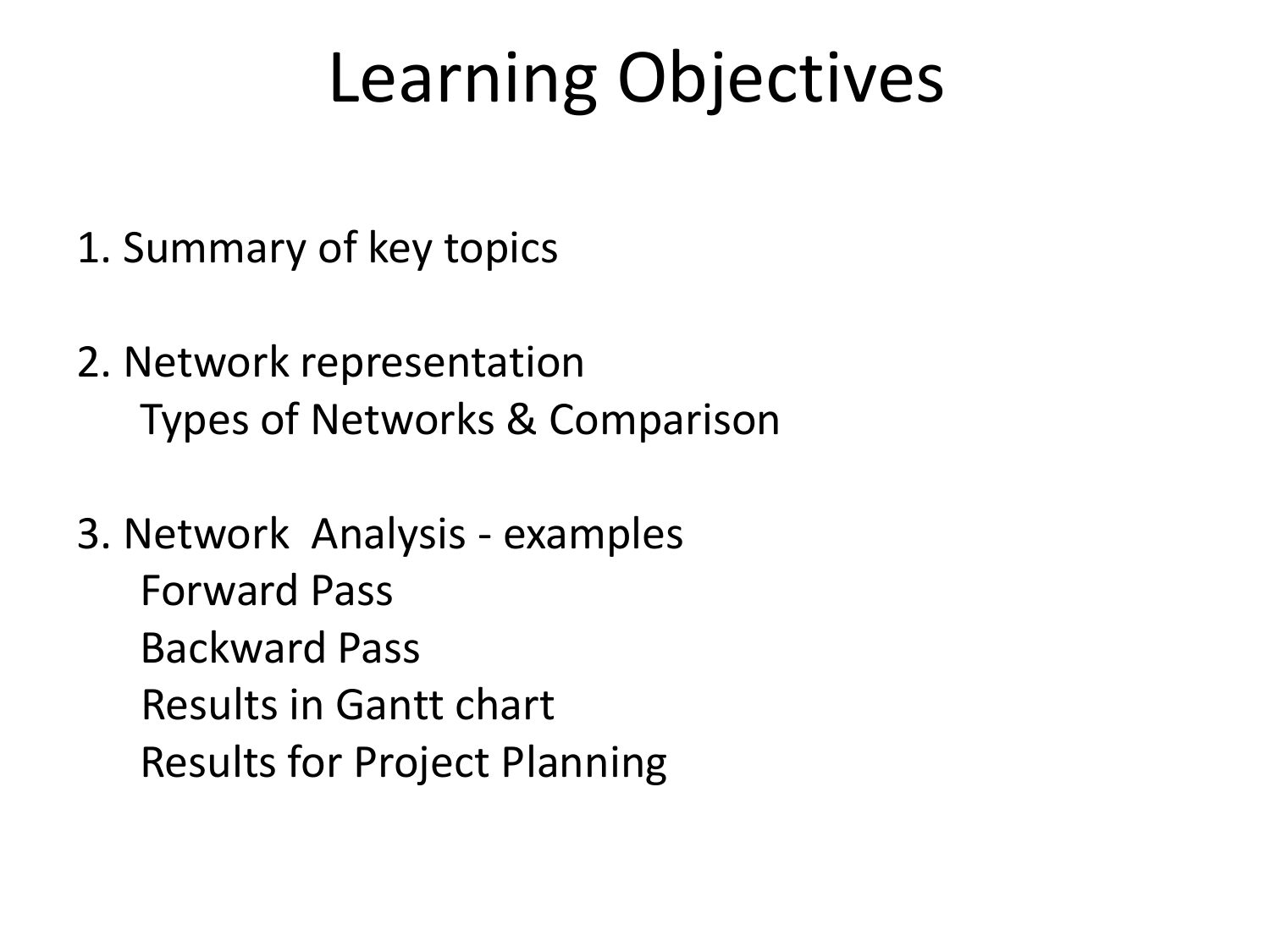# Learning Objectives

1. Summary of key topics

2. Network representation
   - Types of Networks & Comparison

3. Network  Analysis - examples
   - Forward Pass
   - Backward Pass
   - Results in Gantt chart
   - Results for Project Planning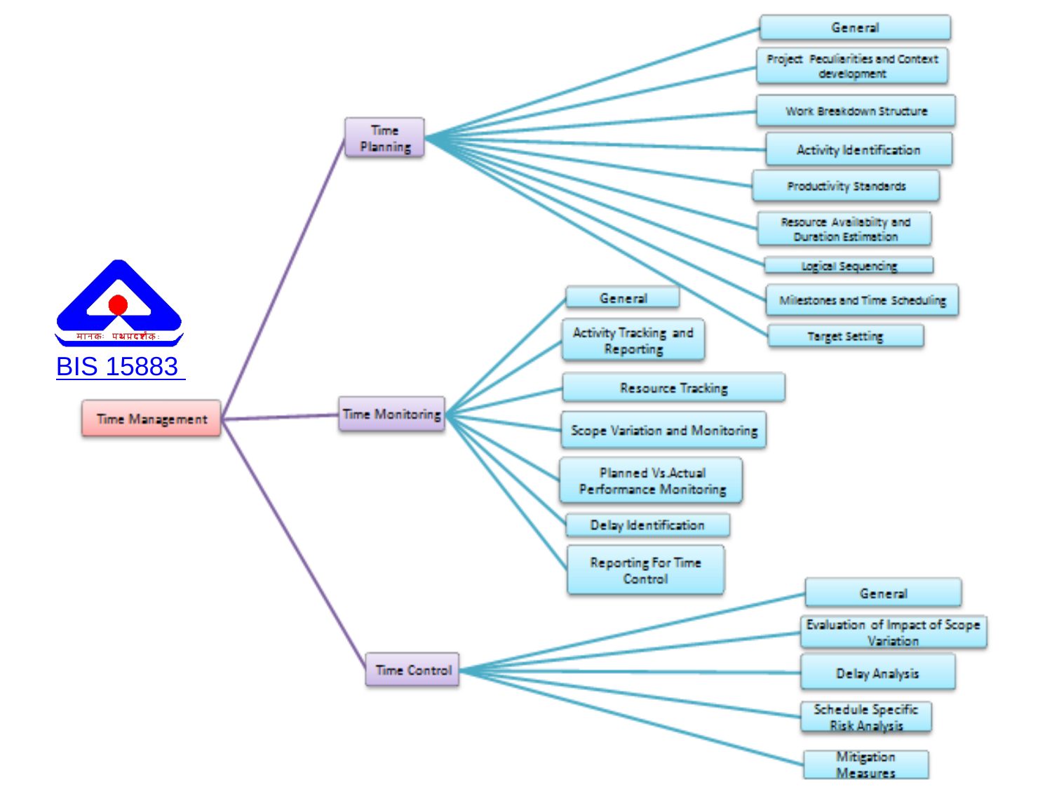BIS 15883

- Time Management
  - Time Planning
    - General
    - Project Peculiarities and Context development
    - Work Breakdown Structure
    - Activity Identification
    - Productivity Standards
    - Resource Availability and Duration Estimation
    - Logical Sequencing
    - Milestones and Time Scheduling
    - Target Setting
  - Time Monitoring
    - General
    - Activity Tracking and Reporting
    - Resource Tracking
    - Scope Variation and Monitoring
    - Planned Vs.Actual Performance Monitoring
    - Delay Identification
    - Reporting For Time Control
  - Time Control
    - General
    - Evaluation of Impact of Scope Variation
    - Delay Analysis
    - Schedule Specific Risk Analysis
    - Mitigation Measures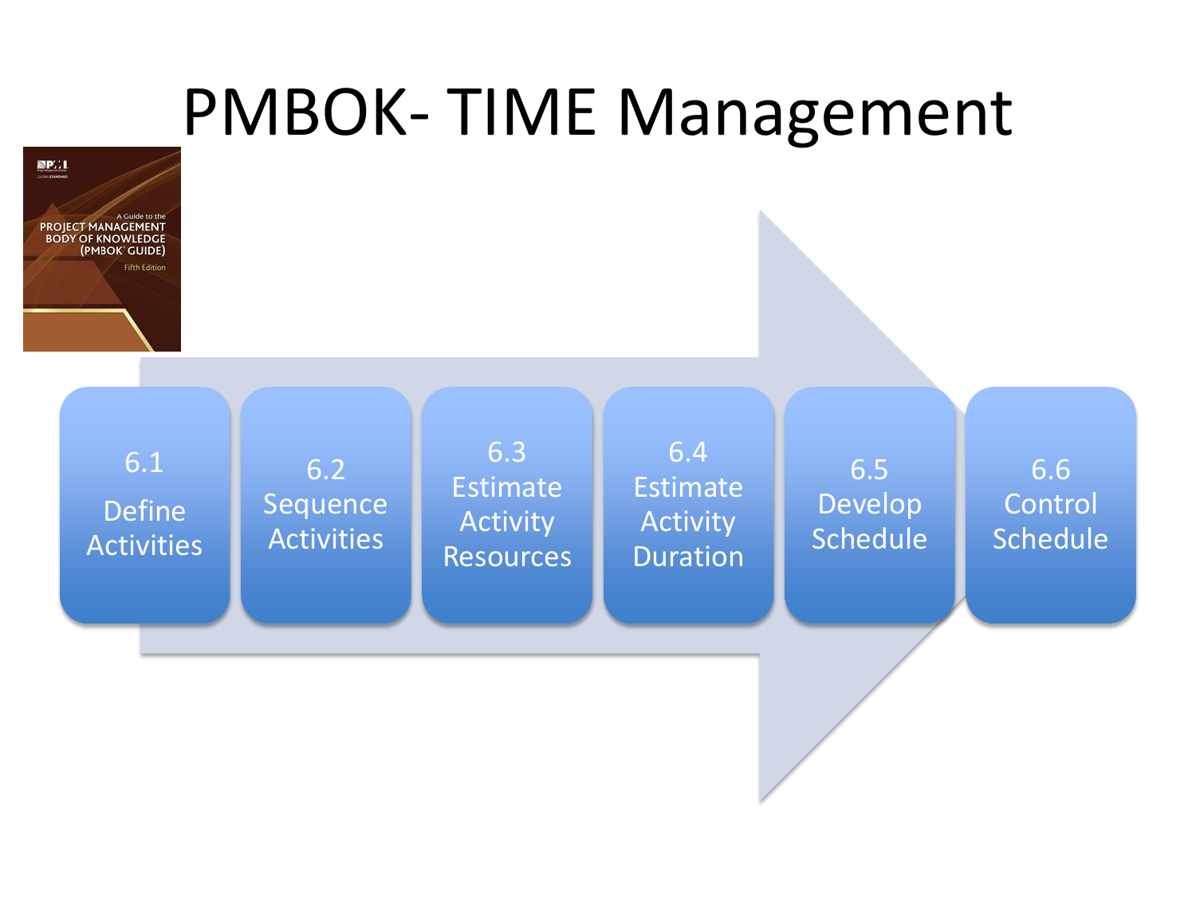# PMBOK- TIME Management

- 6.1 Define Activities
- 6.2 Sequence Activities
- 6.3 Estimate Activity Resources
- 6.4 Estimate Activity Duration
- 6.5 Develop Schedule
- 6.6 Control Schedule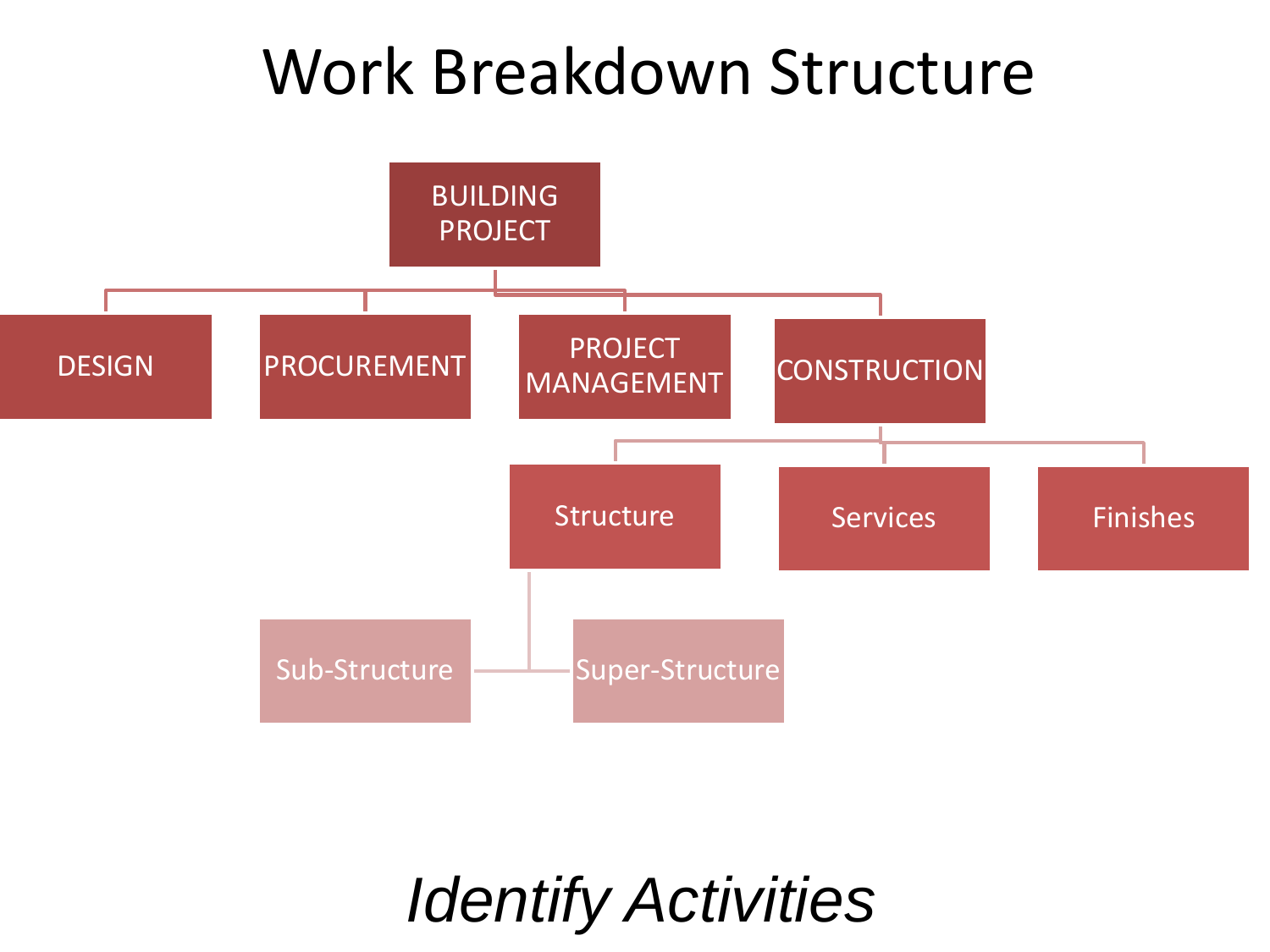# Work Breakdown Structure

- BUILDING PROJECT
  - DESIGN
  - PROCUREMENT
  - PROJECT MANAGEMENT
  - CONSTRUCTION
    - Structure
      - Sub-Structure
      - Super-Structure
    - Services
    - Finishes

*Identify Activities*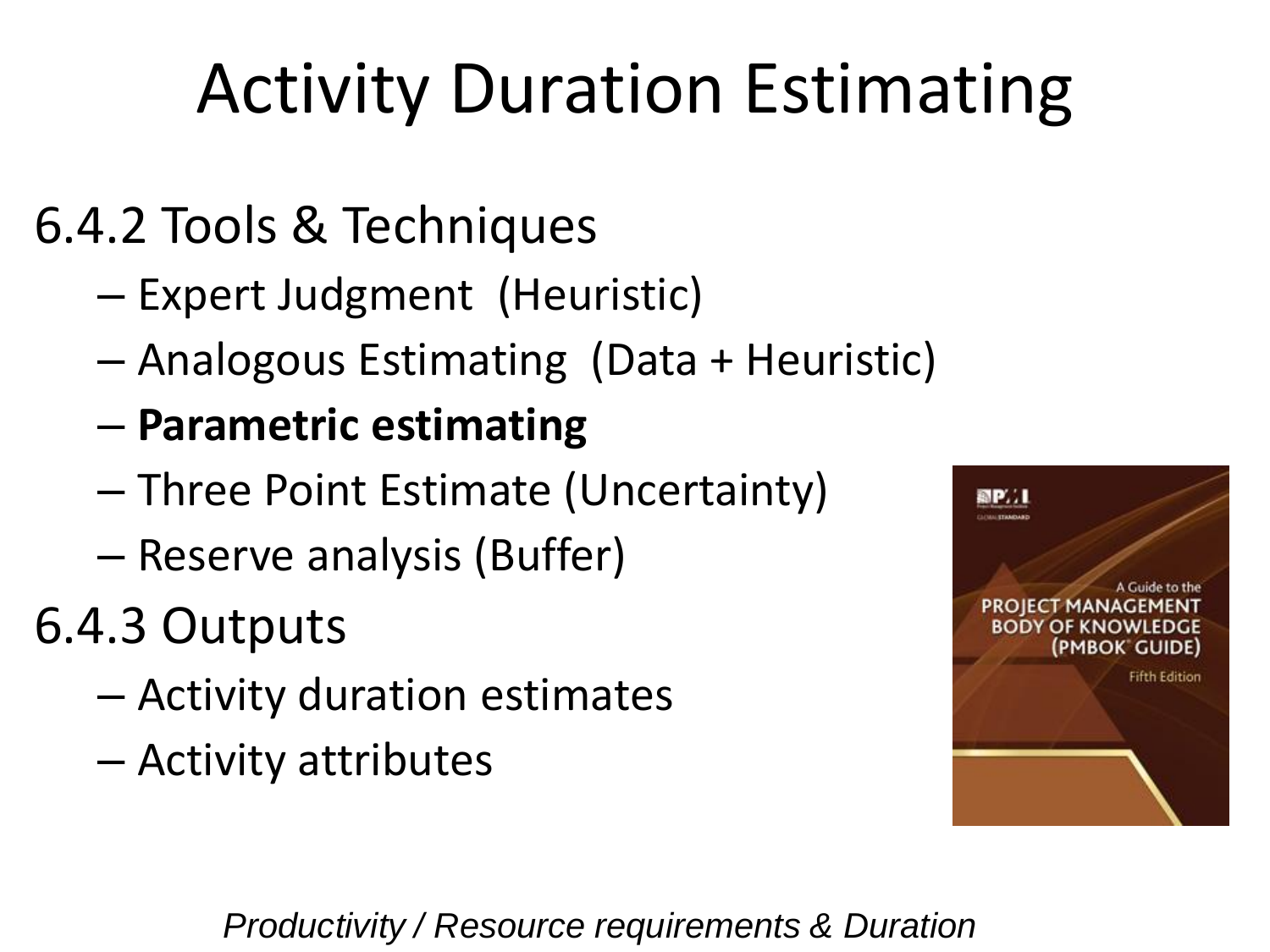# Activity Duration Estimating

6.4.2 Tools & Techniques

- Expert Judgment (Heuristic)
- Analogous Estimating (Data + Heuristic)
- **Parametric estimating**
- Three Point Estimate (Uncertainty)
- Reserve analysis (Buffer)

6.4.3 Outputs

- Activity duration estimates
- Activity attributes

*Productivity / Resource requirements & Duration*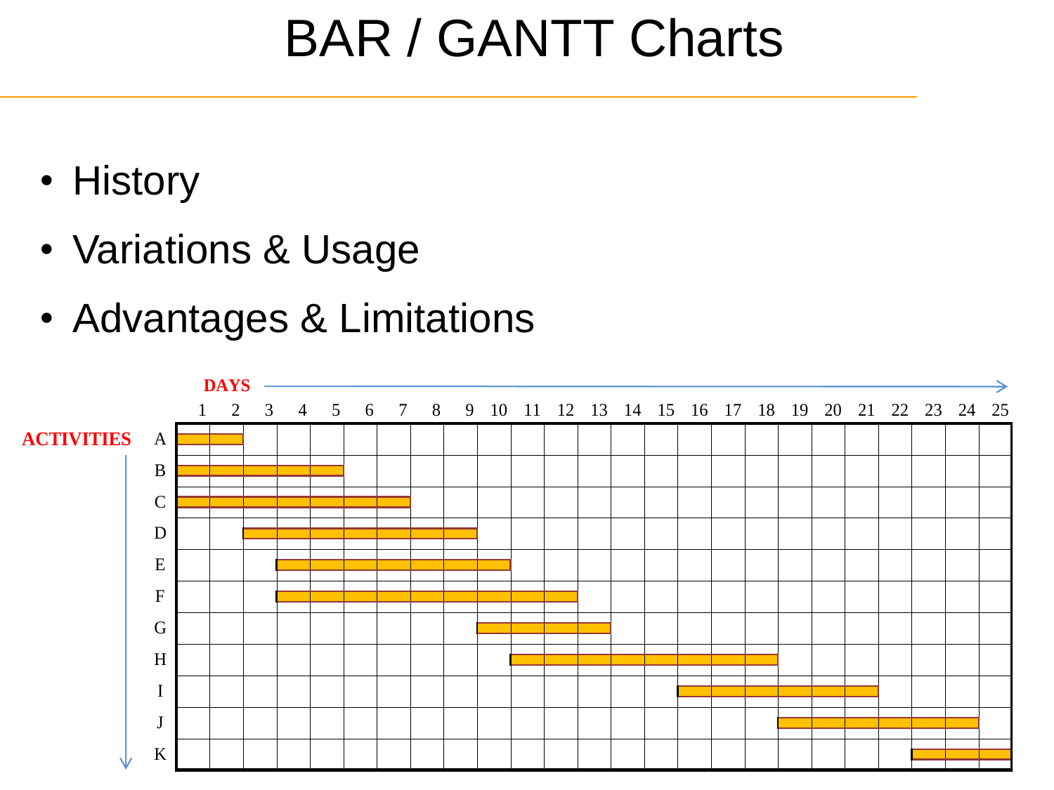# BAR / GANTT Charts

- History
- Variations & Usage
- Advantages & Limitations

**DAYS** →

| ACTIVITIES | 1 | 2 | 3 | 4 | 5 | 6 | 7 | 8 | 9 | 10 | 11 | 12 | 13 | 14 | 15 | 16 | 17 | 18 | 19 | 20 | 21 | 22 | 23 | 24 | 25 |
|---|---|---|---|---|---|---|---|---|---|---|---|---|---|---|---|---|---|---|---|---|---|---|---|---|---|
| A | ■ | ■ | | | | | | | | | | | | | | | | | | | | | | | |
| B | ■ | ■ | ■ | ■ | ■ | | | | | | | | | | | | | | | | | | | | |
| C | ■ | ■ | ■ | ■ | ■ | ■ | ■ | | | | | | | | | | | | | | | | | | |
| D | | | ■ | ■ | ■ | ■ | ■ | ■ | ■ | | | | | | | | | | | | | | | | |
| E | | | | ■ | ■ | ■ | ■ | ■ | ■ | ■ | | | | | | | | | | | | | | | |
| F | | | | ■ | ■ | ■ | ■ | ■ | ■ | ■ | ■ | ■ | | | | | | | | | | | | | |
| G | | | | | | | | | | ■ | ■ | ■ | ■ | | | | | | | | | | | | |
| H | | | | | | | | | | | ■ | ■ | ■ | ■ | ■ | ■ | ■ | ■ | | | | | | | |
| I | | | | | | | | | | | | | | | | ■ | ■ | ■ | ■ | ■ | ■ | | | | |
| J | | | | | | | | | | | | | | | | | | | ■ | ■ | ■ | ■ | ■ | ■ | |
| K | | | | | | | | | | | | | | | | | | | | | | | ■ | ■ | ■ |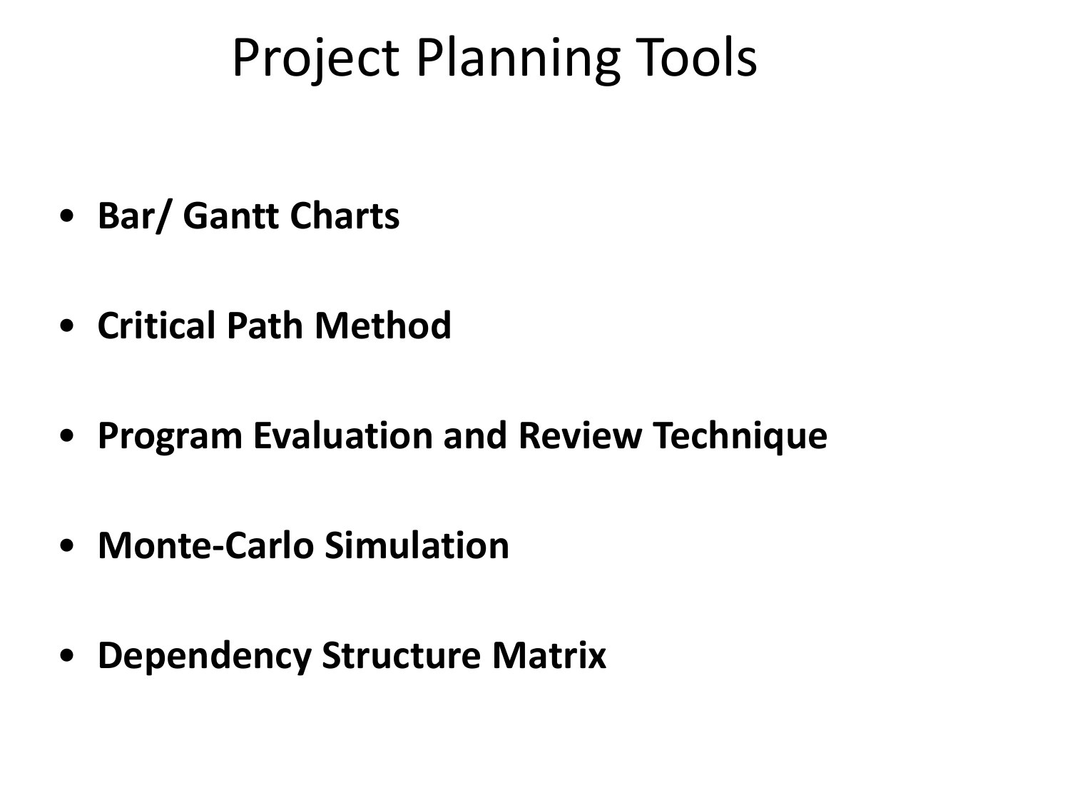# Project Planning Tools

- **Bar/ Gantt Charts**
- **Critical Path Method**
- **Program Evaluation and Review Technique**
- **Monte-Carlo Simulation**
- **Dependency Structure Matrix**